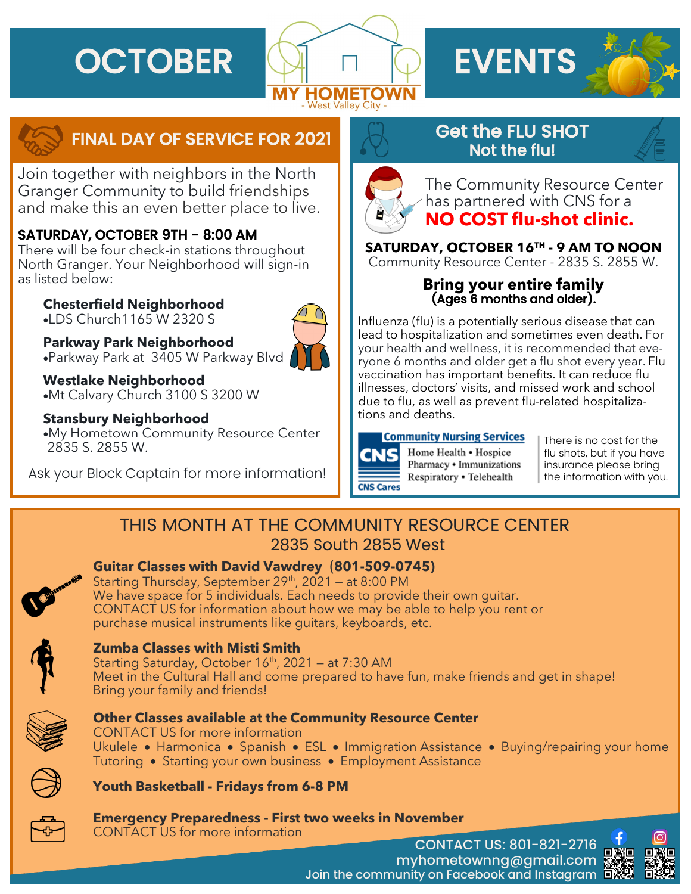# OCTOBER EVENTS

MY HOMETOWN
- West Valley City -

## FINAL DAY OF SERVICE FOR 2021

Join together with neighbors in the North Granger Community to build friendships and make this an even better place to live.

**SATURDAY, OCTOBER 9TH – 8:00 AM**
There will be four check-in stations throughout North Granger. Your Neighborhood will sign-in as listed below:

**Chesterfield Neighborhood**
- LDS Church1165 W 2320 S

**Parkway Park Neighborhood**
- Parkway Park at 3405 W Parkway Blvd

**Westlake Neighborhood**
- Mt Calvary Church 3100 S 3200 W

**Stansbury Neighborhood**
- My Hometown Community Resource Center 2835 S. 2855 W.

Ask your Block Captain for more information!

## Get the FLU SHOT Not the flu!

The Community Resource Center has partnered with CNS for a **NO COST flu-shot clinic.**

**SATURDAY, OCTOBER 16TH - 9 AM TO NOON**
Community Resource Center - 2835 S. 2855 W.

**Bring your entire family (Ages 6 months and older).**

Influenza (flu) is a potentially serious disease that can lead to hospitalization and sometimes even death. For your health and wellness, it is recommended that everyone 6 months and older get a flu shot every year. Flu vaccination has important benefits. It can reduce flu illnesses, doctors' visits, and missed work and school due to flu, as well as prevent flu-related hospitalizations and deaths.

Community Nursing Services
CNS
Home Health • Hospice
Pharmacy • Immunizations
Respiratory • Telehealth
CNS Cares

There is no cost for the flu shots, but if you have insurance please bring the information with you.

## THIS MONTH AT THE COMMUNITY RESOURCE CENTER
2835 South 2855 West

**Guitar Classes with David Vawdrey (801-509-0745)**
Starting Thursday, September 29th, 2021 – at 8:00 PM
We have space for 5 individuals. Each needs to provide their own guitar.
CONTACT US for information about how we may be able to help you rent or purchase musical instruments like guitars, keyboards, etc.

**Zumba Classes with Misti Smith**
Starting Saturday, October 16th, 2021 – at 7:30 AM
Meet in the Cultural Hall and come prepared to have fun, make friends and get in shape! Bring your family and friends!

**Other Classes available at the Community Resource Center**
CONTACT US for more information
Ukulele • Harmonica • Spanish • ESL • Immigration Assistance • Buying/repairing your home
Tutoring • Starting your own business • Employment Assistance

**Youth Basketball - Fridays from 6-8 PM**

**Emergency Preparedness - First two weeks in November**
CONTACT US for more information

CONTACT US: 801-821-2716
myhometownng@gmail.com
Join the community on Facebook and Instagram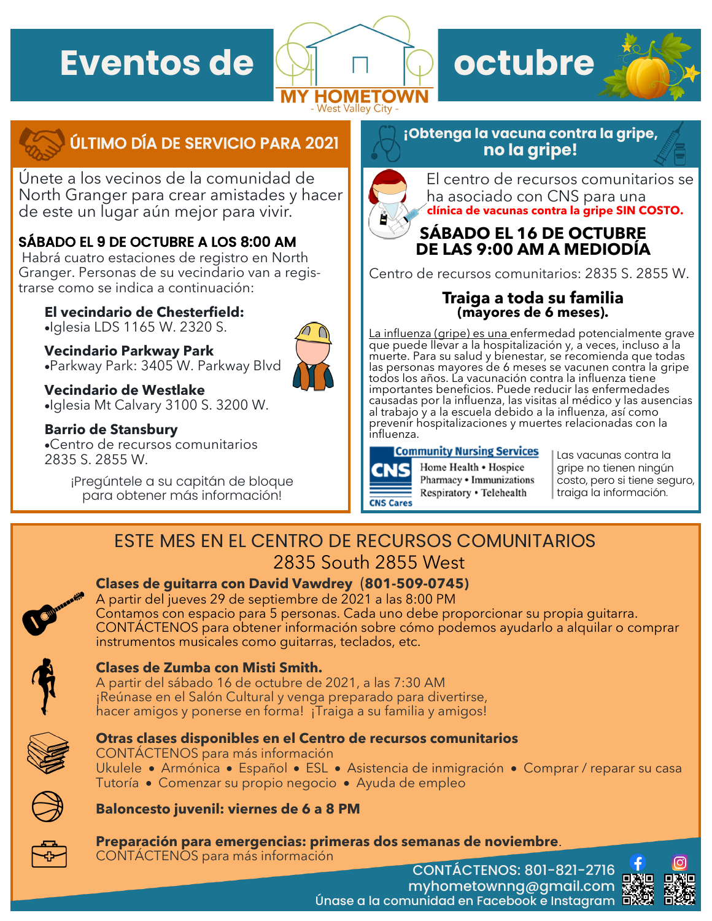# Eventos de octubre

MY HOMETOWN
- West Valley City -

## ÚLTIMO DÍA DE SERVICIO PARA 2021

Únete a los vecinos de la comunidad de North Granger para crear amistades y hacer de este un lugar aún mejor para vivir.

**SÁBADO EL 9 DE OCTUBRE A LOS 8:00 AM**

Habrá cuatro estaciones de registro en North Granger. Personas de su vecindario van a registrarse como se indica a continuación:

**El vecindario de Chesterfield:**
- Iglesia LDS 1165 W. 2320 S.

**Vecindario Parkway Park**
- Parkway Park: 3405 W. Parkway Blvd

**Vecindario de Westlake**
- Iglesia Mt Calvary 3100 S. 3200 W.

**Barrio de Stansbury**
- Centro de recursos comunitarios 2835 S. 2855 W.

¡Pregúntele a su capitán de bloque para obtener más información!

## ¡Obtenga la vacuna contra la gripe, no la gripe!

El centro de recursos comunitarios se ha asociado con CNS para una **clínica de vacunas contra la gripe SIN COSTO.**

**SÁBADO EL 16 DE OCTUBRE DE LAS 9:00 AM A MEDIODÍA**

Centro de recursos comunitarios: 2835 S. 2855 W.

**Traiga a toda su familia (mayores de 6 meses).**

La influenza (gripe) es una enfermedad potencialmente grave que puede llevar a la hospitalización y, a veces, incluso a la muerte. Para su salud y bienestar, se recomienda que todas las personas mayores de 6 meses se vacunen contra la gripe todos los años. La vacunación contra la influenza tiene importantes beneficios. Puede reducir las enfermedades causadas por la influenza, las visitas al médico y las ausencias al trabajo y a la escuela debido a la influenza, así como prevenir hospitalizaciones y muertes relacionadas con la influenza.

Community Nursing Services
CNS
Home Health • Hospice
Pharmacy • Immunizations
Respiratory • Telehealth
CNS Cares

Las vacunas contra la gripe no tienen ningún costo, pero si tiene seguro, traiga la información.

## ESTE MES EN EL CENTRO DE RECURSOS COMUNITARIOS
2835 South 2855 West

**Clases de guitarra con David Vawdrey (801-509-0745)**
A partir del jueves 29 de septiembre de 2021 a las 8:00 PM
Contamos con espacio para 5 personas. Cada uno debe proporcionar su propia guitarra. CONTÁCTENOS para obtener información sobre cómo podemos ayudarlo a alquilar o comprar instrumentos musicales como guitarras, teclados, etc.

**Clases de Zumba con Misti Smith.**
A partir del sábado 16 de octubre de 2021, a las 7:30 AM
¡Reúnase en el Salón Cultural y venga preparado para divertirse, hacer amigos y ponerse en forma! ¡Traiga a su familia y amigos!

**Otras clases disponibles en el Centro de recursos comunitarios**
CONTÁCTENOS para más información
Ukulele • Armónica • Español • ESL • Asistencia de inmigración • Comprar / reparar su casa
Tutoría • Comenzar su propio negocio • Ayuda de empleo

**Baloncesto juvenil: viernes de 6 a 8 PM**

**Preparación para emergencias: primeras dos semanas de noviembre**.
CONTÁCTENOS para más información

CONTÁCTENOS: 801-821-2716
myhometownng@gmail.com
Únase a la comunidad en Facebook e Instagram